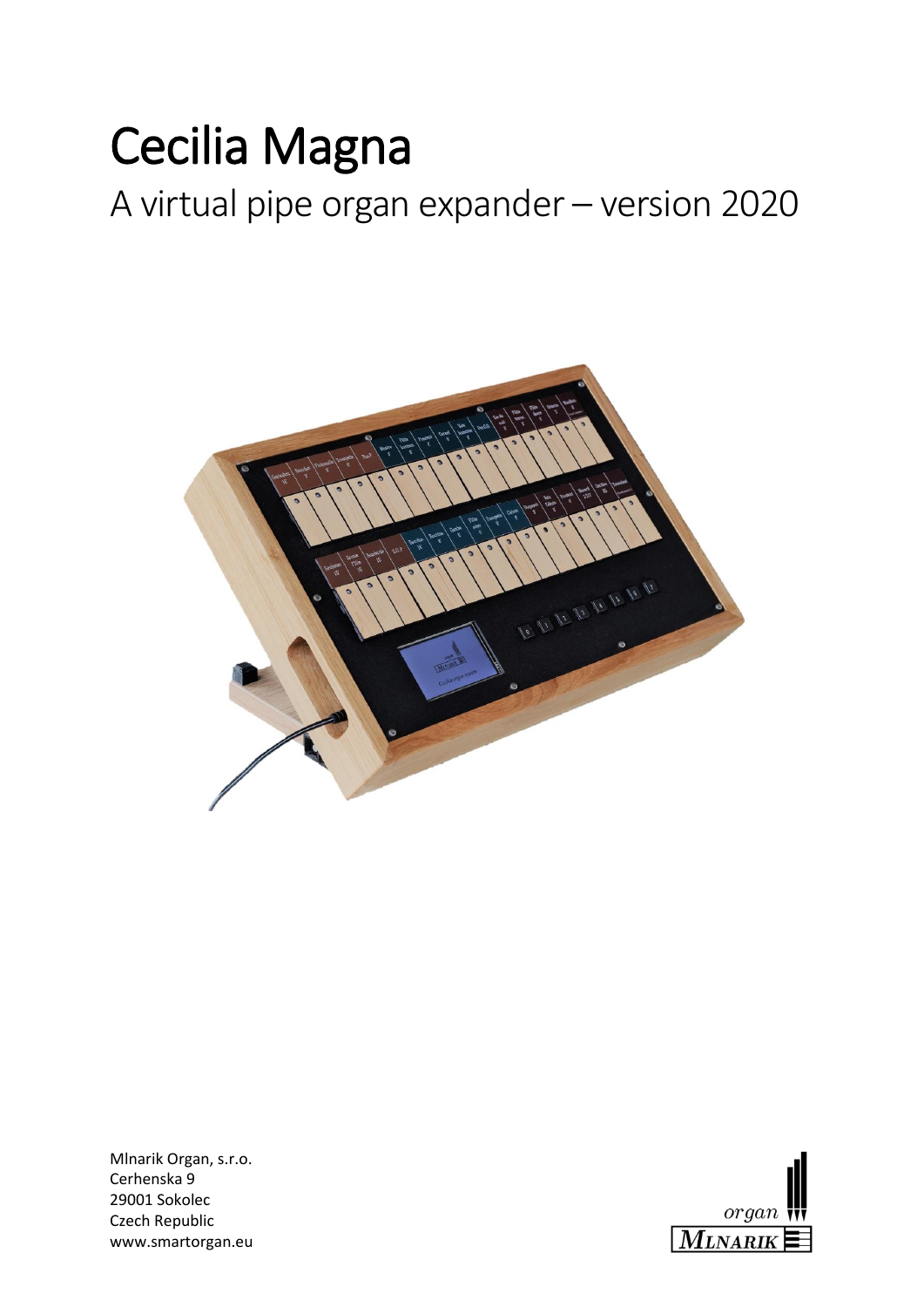# Cecilia Magna

## A virtual pipe organ expander – version 2020

Mlnarik Organ, s.r.o.
Cerhenska 9
29001 Sokolec
Czech Republic
www.smartorgan.eu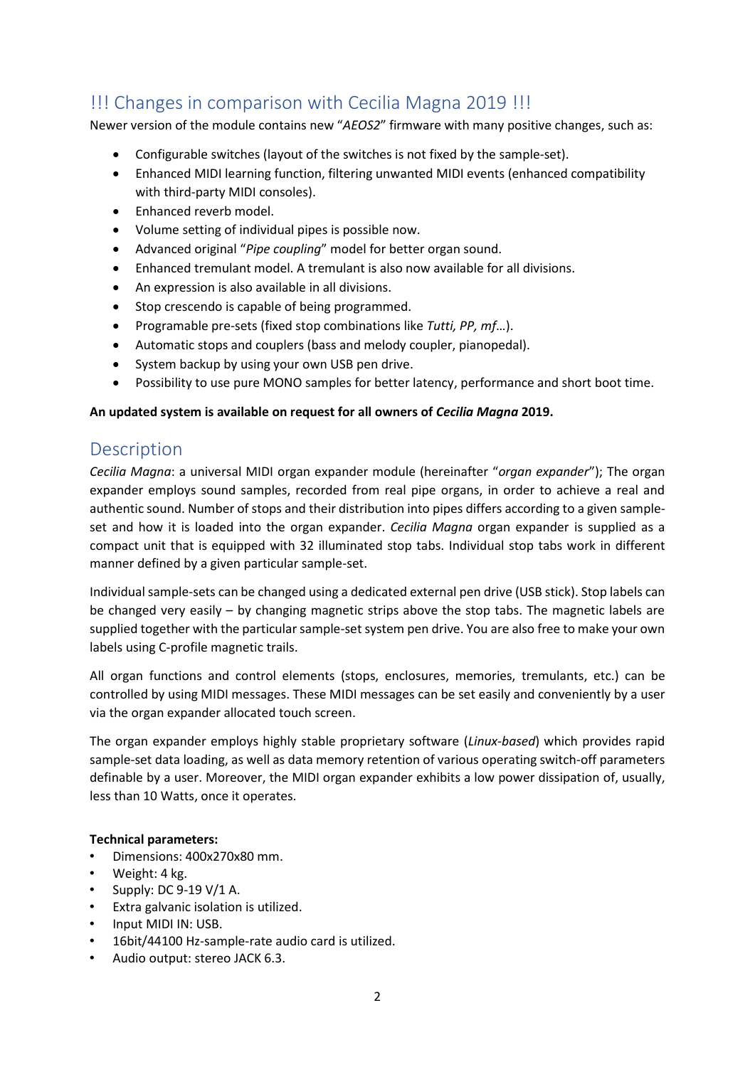## !!! Changes in comparison with Cecilia Magna 2019 !!!

Newer version of the module contains new "*AEOS2*" firmware with many positive changes, such as:

- Configurable switches (layout of the switches is not fixed by the sample-set).
- Enhanced MIDI learning function, filtering unwanted MIDI events (enhanced compatibility with third-party MIDI consoles).
- Enhanced reverb model.
- Volume setting of individual pipes is possible now.
- Advanced original "*Pipe coupling*" model for better organ sound.
- Enhanced tremulant model. A tremulant is also now available for all divisions.
- An expression is also available in all divisions.
- Stop crescendo is capable of being programmed.
- Programable pre-sets (fixed stop combinations like *Tutti, PP, mf*…).
- Automatic stops and couplers (bass and melody coupler, pianopedal).
- System backup by using your own USB pen drive.
- Possibility to use pure MONO samples for better latency, performance and short boot time.

**An updated system is available on request for all owners of *Cecilia Magna* 2019.**

## Description

*Cecilia Magna*: a universal MIDI organ expander module (hereinafter "*organ expander*"); The organ expander employs sound samples, recorded from real pipe organs, in order to achieve a real and authentic sound. Number of stops and their distribution into pipes differs according to a given sample-set and how it is loaded into the organ expander. *Cecilia Magna* organ expander is supplied as a compact unit that is equipped with 32 illuminated stop tabs. Individual stop tabs work in different manner defined by a given particular sample-set.

Individual sample-sets can be changed using a dedicated external pen drive (USB stick). Stop labels can be changed very easily – by changing magnetic strips above the stop tabs. The magnetic labels are supplied together with the particular sample-set system pen drive. You are also free to make your own labels using C-profile magnetic trails.

All organ functions and control elements (stops, enclosures, memories, tremulants, etc.) can be controlled by using MIDI messages. These MIDI messages can be set easily and conveniently by a user via the organ expander allocated touch screen.

The organ expander employs highly stable proprietary software (*Linux-based*) which provides rapid sample-set data loading, as well as data memory retention of various operating switch-off parameters definable by a user. Moreover, the MIDI organ expander exhibits a low power dissipation of, usually, less than 10 Watts, once it operates.

**Technical parameters:**

- Dimensions: 400x270x80 mm.
- Weight: 4 kg.
- Supply: DC 9-19 V/1 A.
- Extra galvanic isolation is utilized.
- Input MIDI IN: USB.
- 16bit/44100 Hz-sample-rate audio card is utilized.
- Audio output: stereo JACK 6.3.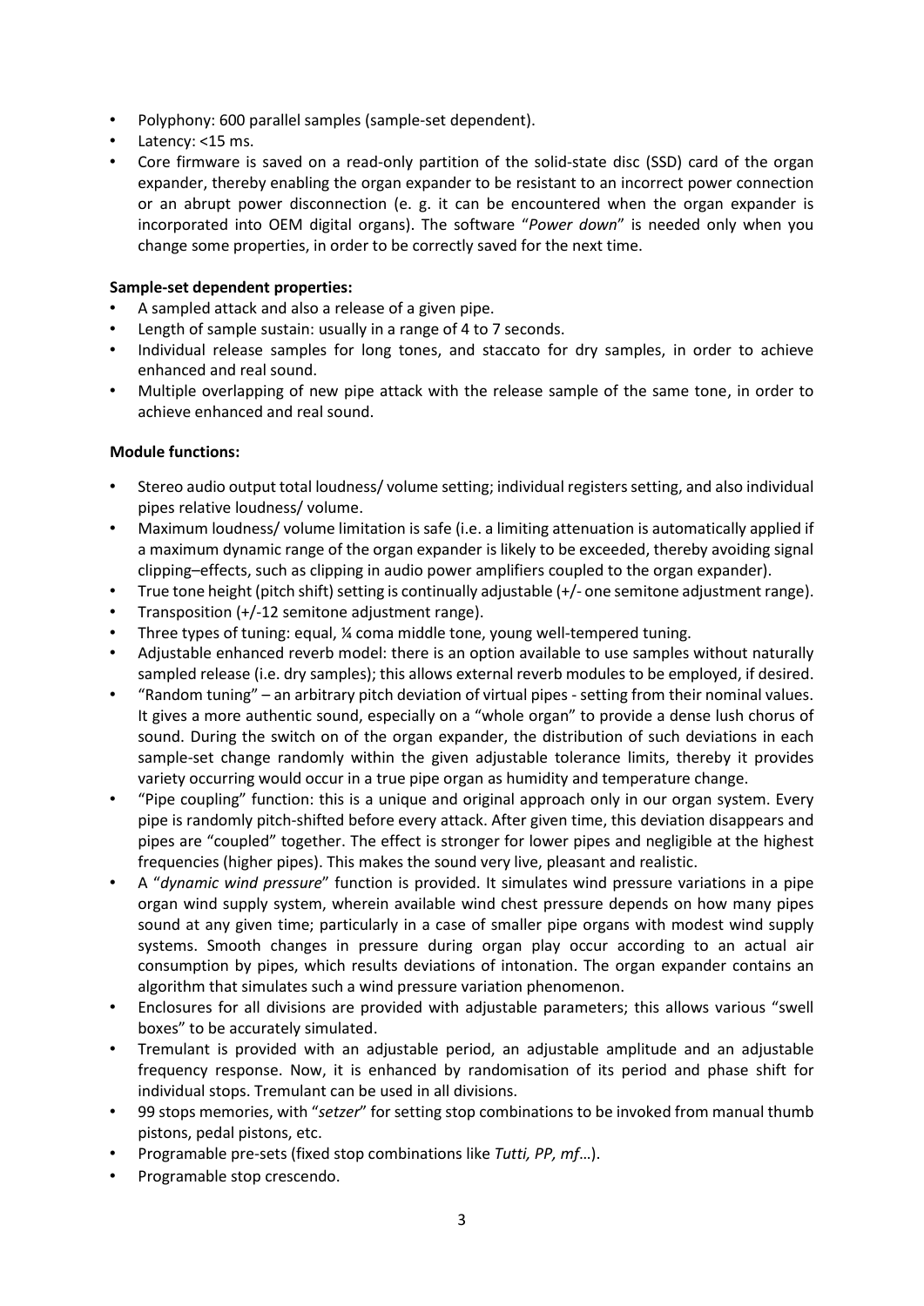- Polyphony: 600 parallel samples (sample-set dependent).
- Latency: <15 ms.
- Core firmware is saved on a read-only partition of the solid-state disc (SSD) card of the organ expander, thereby enabling the organ expander to be resistant to an incorrect power connection or an abrupt power disconnection (e. g. it can be encountered when the organ expander is incorporated into OEM digital organs). The software "*Power down*" is needed only when you change some properties, in order to be correctly saved for the next time.

**Sample-set dependent properties:**

- A sampled attack and also a release of a given pipe.
- Length of sample sustain: usually in a range of 4 to 7 seconds.
- Individual release samples for long tones, and staccato for dry samples, in order to achieve enhanced and real sound.
- Multiple overlapping of new pipe attack with the release sample of the same tone, in order to achieve enhanced and real sound.

**Module functions:**

- Stereo audio output total loudness/ volume setting; individual registers setting, and also individual pipes relative loudness/ volume.
- Maximum loudness/ volume limitation is safe (i.e. a limiting attenuation is automatically applied if a maximum dynamic range of the organ expander is likely to be exceeded, thereby avoiding signal clipping–effects, such as clipping in audio power amplifiers coupled to the organ expander).
- True tone height (pitch shift) setting is continually adjustable (+/- one semitone adjustment range).
- Transposition (+/-12 semitone adjustment range).
- Three types of tuning: equal, ¼ coma middle tone, young well-tempered tuning.
- Adjustable enhanced reverb model: there is an option available to use samples without naturally sampled release (i.e. dry samples); this allows external reverb modules to be employed, if desired.
- "Random tuning" – an arbitrary pitch deviation of virtual pipes - setting from their nominal values. It gives a more authentic sound, especially on a "whole organ" to provide a dense lush chorus of sound. During the switch on of the organ expander, the distribution of such deviations in each sample-set change randomly within the given adjustable tolerance limits, thereby it provides variety occurring would occur in a true pipe organ as humidity and temperature change.
- "Pipe coupling" function: this is a unique and original approach only in our organ system. Every pipe is randomly pitch-shifted before every attack. After given time, this deviation disappears and pipes are "coupled" together. The effect is stronger for lower pipes and negligible at the highest frequencies (higher pipes). This makes the sound very live, pleasant and realistic.
- A "*dynamic wind pressure*" function is provided. It simulates wind pressure variations in a pipe organ wind supply system, wherein available wind chest pressure depends on how many pipes sound at any given time; particularly in a case of smaller pipe organs with modest wind supply systems. Smooth changes in pressure during organ play occur according to an actual air consumption by pipes, which results deviations of intonation. The organ expander contains an algorithm that simulates such a wind pressure variation phenomenon.
- Enclosures for all divisions are provided with adjustable parameters; this allows various "swell boxes" to be accurately simulated.
- Tremulant is provided with an adjustable period, an adjustable amplitude and an adjustable frequency response. Now, it is enhanced by randomisation of its period and phase shift for individual stops. Tremulant can be used in all divisions.
- 99 stops memories, with "*setzer*" for setting stop combinations to be invoked from manual thumb pistons, pedal pistons, etc.
- Programable pre-sets (fixed stop combinations like *Tutti, PP, mf*…).
- Programable stop crescendo.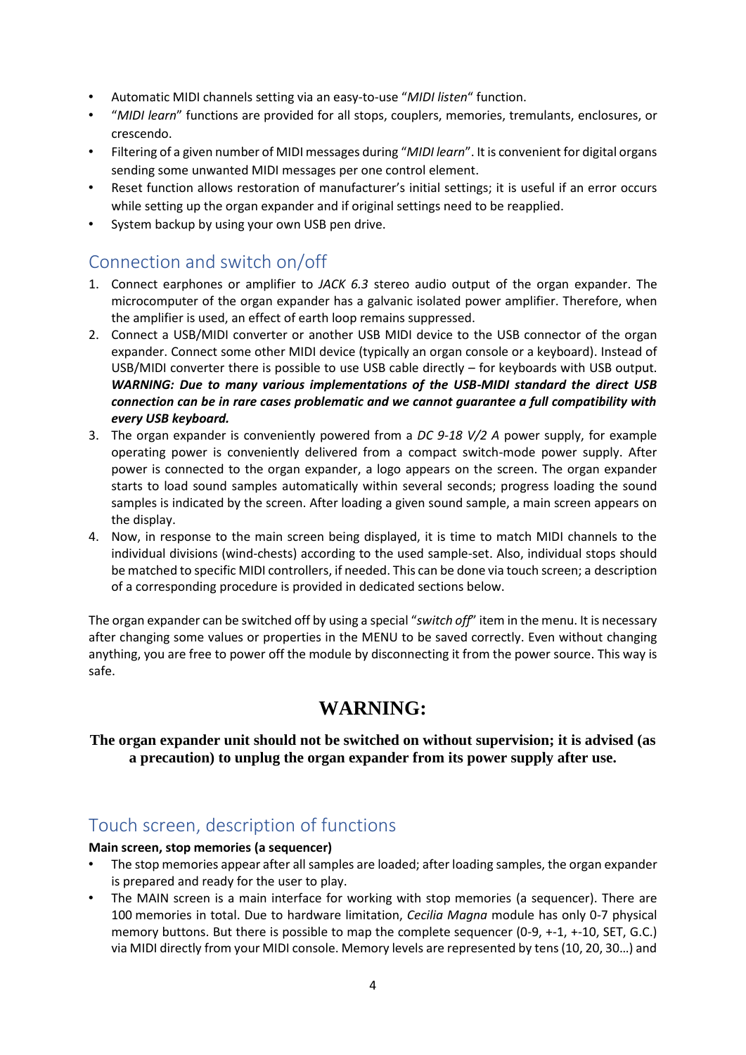- Automatic MIDI channels setting via an easy-to-use “*MIDI listen*“ function.
- “*MIDI learn*” functions are provided for all stops, couplers, memories, tremulants, enclosures, or crescendo.
- Filtering of a given number of MIDI messages during “*MIDI learn*”. It is convenient for digital organs sending some unwanted MIDI messages per one control element.
- Reset function allows restoration of manufacturer’s initial settings; it is useful if an error occurs while setting up the organ expander and if original settings need to be reapplied.
- System backup by using your own USB pen drive.

## Connection and switch on/off

1. Connect earphones or amplifier to *JACK 6.3* stereo audio output of the organ expander. The microcomputer of the organ expander has a galvanic isolated power amplifier. Therefore, when the amplifier is used, an effect of earth loop remains suppressed.
2. Connect a USB/MIDI converter or another USB MIDI device to the USB connector of the organ expander. Connect some other MIDI device (typically an organ console or a keyboard). Instead of USB/MIDI converter there is possible to use USB cable directly – for keyboards with USB output. ***WARNING: Due to many various implementations of the USB-MIDI standard the direct USB connection can be in rare cases problematic and we cannot guarantee a full compatibility with every USB keyboard.***
3. The organ expander is conveniently powered from a *DC 9-18 V/2 A* power supply, for example operating power is conveniently delivered from a compact switch-mode power supply. After power is connected to the organ expander, a logo appears on the screen. The organ expander starts to load sound samples automatically within several seconds; progress loading the sound samples is indicated by the screen. After loading a given sound sample, a main screen appears on the display.
4. Now, in response to the main screen being displayed, it is time to match MIDI channels to the individual divisions (wind-chests) according to the used sample-set. Also, individual stops should be matched to specific MIDI controllers, if needed. This can be done via touch screen; a description of a corresponding procedure is provided in dedicated sections below.

The organ expander can be switched off by using a special “*switch off*” item in the menu. It is necessary after changing some values or properties in the MENU to be saved correctly. Even without changing anything, you are free to power off the module by disconnecting it from the power source. This way is safe.

# WARNING:

**The organ expander unit should not be switched on without supervision; it is advised (as a precaution) to unplug the organ expander from its power supply after use.**

## Touch screen, description of functions

**Main screen, stop memories (a sequencer)**

- The stop memories appear after all samples are loaded; after loading samples, the organ expander is prepared and ready for the user to play.
- The MAIN screen is a main interface for working with stop memories (a sequencer). There are 100 memories in total. Due to hardware limitation, *Cecilia Magna* module has only 0-7 physical memory buttons. But there is possible to map the complete sequencer (0-9, +-1, +-10, SET, G.C.) via MIDI directly from your MIDI console. Memory levels are represented by tens (10, 20, 30…) and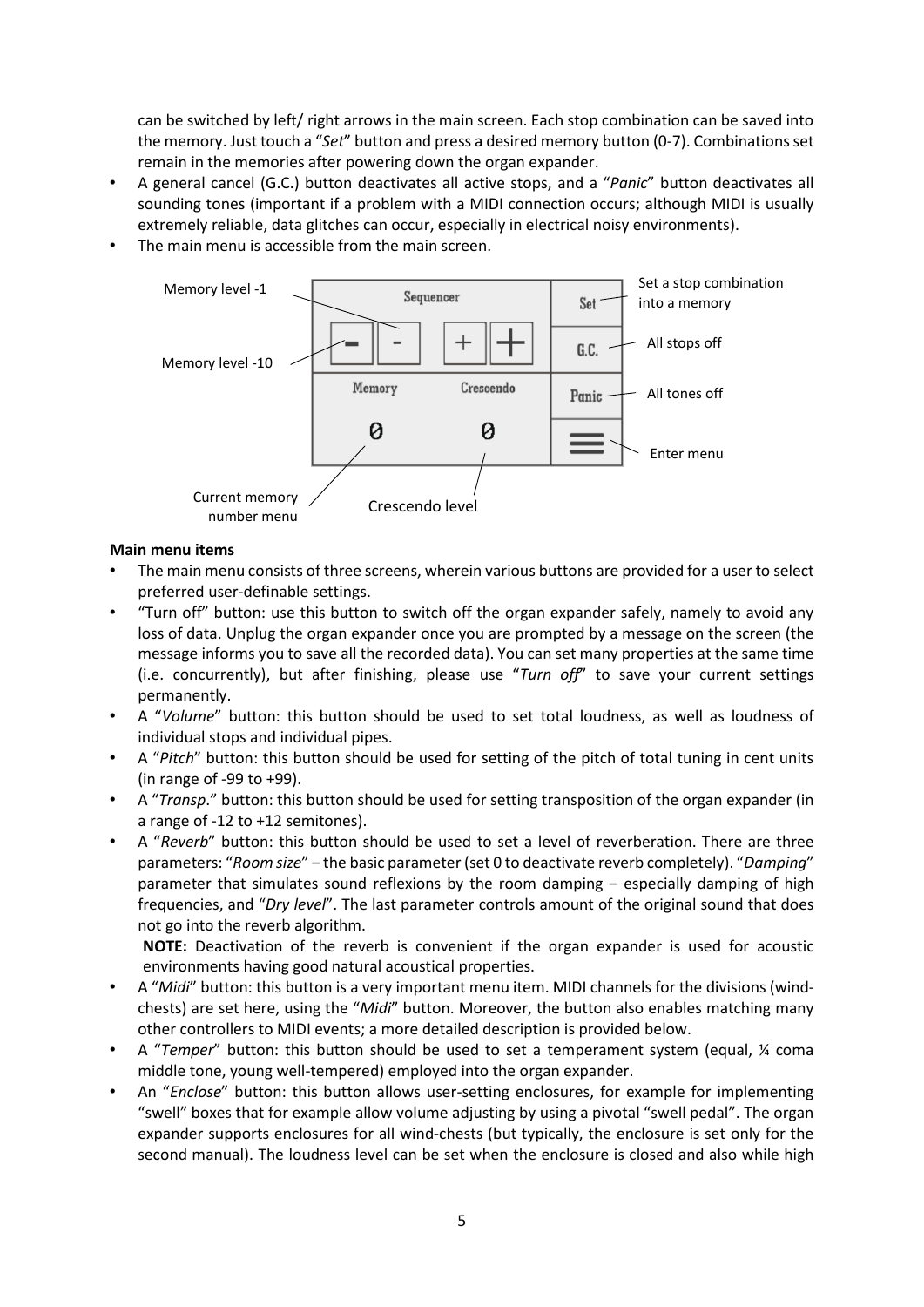can be switched by left/ right arrows in the main screen. Each stop combination can be saved into the memory. Just touch a "*Set*" button and press a desired memory button (0-7). Combinations set remain in the memories after powering down the organ expander.

- A general cancel (G.C.) button deactivates all active stops, and a "*Panic*" button deactivates all sounding tones (important if a problem with a MIDI connection occurs; although MIDI is usually extremely reliable, data glitches can occur, especially in electrical noisy environments).
- The main menu is accessible from the main screen.

Memory level -1

Memory level -10

Current memory number menu

Crescendo level

Set a stop combination into a memory

All stops off

All tones off

Enter menu

**Main menu items**

- The main menu consists of three screens, wherein various buttons are provided for a user to select preferred user-definable settings.
- "Turn off" button: use this button to switch off the organ expander safely, namely to avoid any loss of data. Unplug the organ expander once you are prompted by a message on the screen (the message informs you to save all the recorded data). You can set many properties at the same time (i.e. concurrently), but after finishing, please use "*Turn off*" to save your current settings permanently.
- A "*Volume*" button: this button should be used to set total loudness, as well as loudness of individual stops and individual pipes.
- A "*Pitch*" button: this button should be used for setting of the pitch of total tuning in cent units (in range of -99 to +99).
- A "*Transp*." button: this button should be used for setting transposition of the organ expander (in a range of -12 to +12 semitones).
- A "*Reverb*" button: this button should be used to set a level of reverberation. There are three parameters: "*Room size*" – the basic parameter (set 0 to deactivate reverb completely). "*Damping*" parameter that simulates sound reflexions by the room damping – especially damping of high frequencies, and "*Dry level*". The last parameter controls amount of the original sound that does not go into the reverb algorithm.

  **NOTE:** Deactivation of the reverb is convenient if the organ expander is used for acoustic environments having good natural acoustical properties.
- A "*Midi*" button: this button is a very important menu item. MIDI channels for the divisions (wind-chests) are set here, using the "*Midi*" button. Moreover, the button also enables matching many other controllers to MIDI events; a more detailed description is provided below.
- A "*Temper*" button: this button should be used to set a temperament system (equal, ¼ coma middle tone, young well-tempered) employed into the organ expander.
- An "*Enclose*" button: this button allows user-setting enclosures, for example for implementing "swell" boxes that for example allow volume adjusting by using a pivotal "swell pedal". The organ expander supports enclosures for all wind-chests (but typically, the enclosure is set only for the second manual). The loudness level can be set when the enclosure is closed and also while high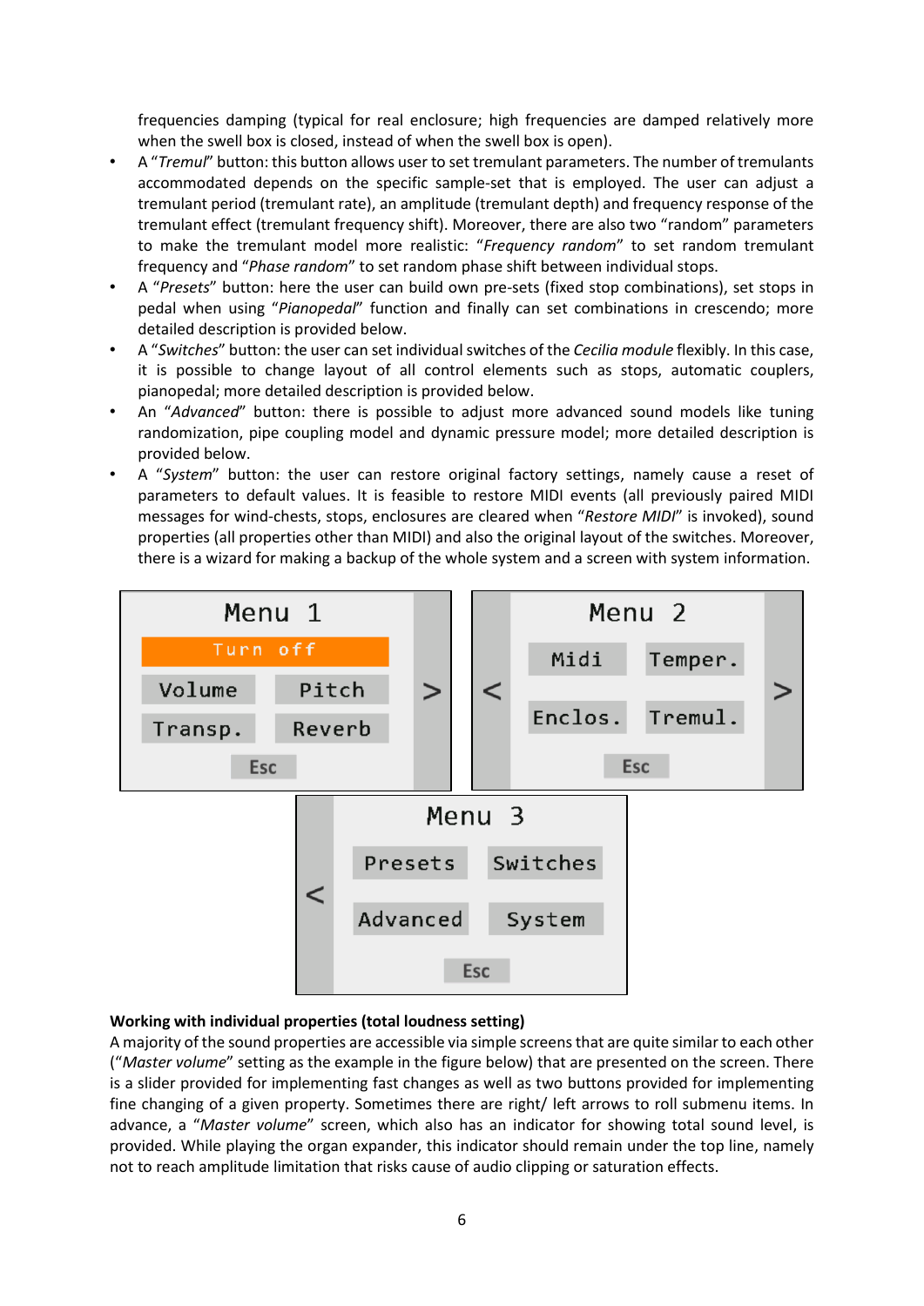frequencies damping (typical for real enclosure; high frequencies are damped relatively more when the swell box is closed, instead of when the swell box is open).

- A "*Tremul*" button: this button allows user to set tremulant parameters. The number of tremulants accommodated depends on the specific sample-set that is employed. The user can adjust a tremulant period (tremulant rate), an amplitude (tremulant depth) and frequency response of the tremulant effect (tremulant frequency shift). Moreover, there are also two "random" parameters to make the tremulant model more realistic: "*Frequency random*" to set random tremulant frequency and "*Phase random*" to set random phase shift between individual stops.
- A "*Presets*" button: here the user can build own pre-sets (fixed stop combinations), set stops in pedal when using "*Pianopedal*" function and finally can set combinations in crescendo; more detailed description is provided below.
- A "*Switches*" button: the user can set individual switches of the *Cecilia module* flexibly. In this case, it is possible to change layout of all control elements such as stops, automatic couplers, pianopedal; more detailed description is provided below.
- An "*Advanced*" button: there is possible to adjust more advanced sound models like tuning randomization, pipe coupling model and dynamic pressure model; more detailed description is provided below.
- A "*System*" button: the user can restore original factory settings, namely cause a reset of parameters to default values. It is feasible to restore MIDI events (all previously paired MIDI messages for wind-chests, stops, enclosures are cleared when "*Restore MIDI*" is invoked), sound properties (all properties other than MIDI) and also the original layout of the switches. Moreover, there is a wizard for making a backup of the whole system and a screen with system information.

Menu 1: Turn off | Volume | Pitch | Transp. | Reverb | Esc | >

Menu 2: < | Midi | Temper. | Enclos. | Tremul. | Esc | >

Menu 3: < | Presets | Switches | Advanced | System | Esc

**Working with individual properties (total loudness setting)**

A majority of the sound properties are accessible via simple screens that are quite similar to each other ("*Master volume*" setting as the example in the figure below) that are presented on the screen. There is a slider provided for implementing fast changes as well as two buttons provided for implementing fine changing of a given property. Sometimes there are right/ left arrows to roll submenu items. In advance, a "*Master volume*" screen, which also has an indicator for showing total sound level, is provided. While playing the organ expander, this indicator should remain under the top line, namely not to reach amplitude limitation that risks cause of audio clipping or saturation effects.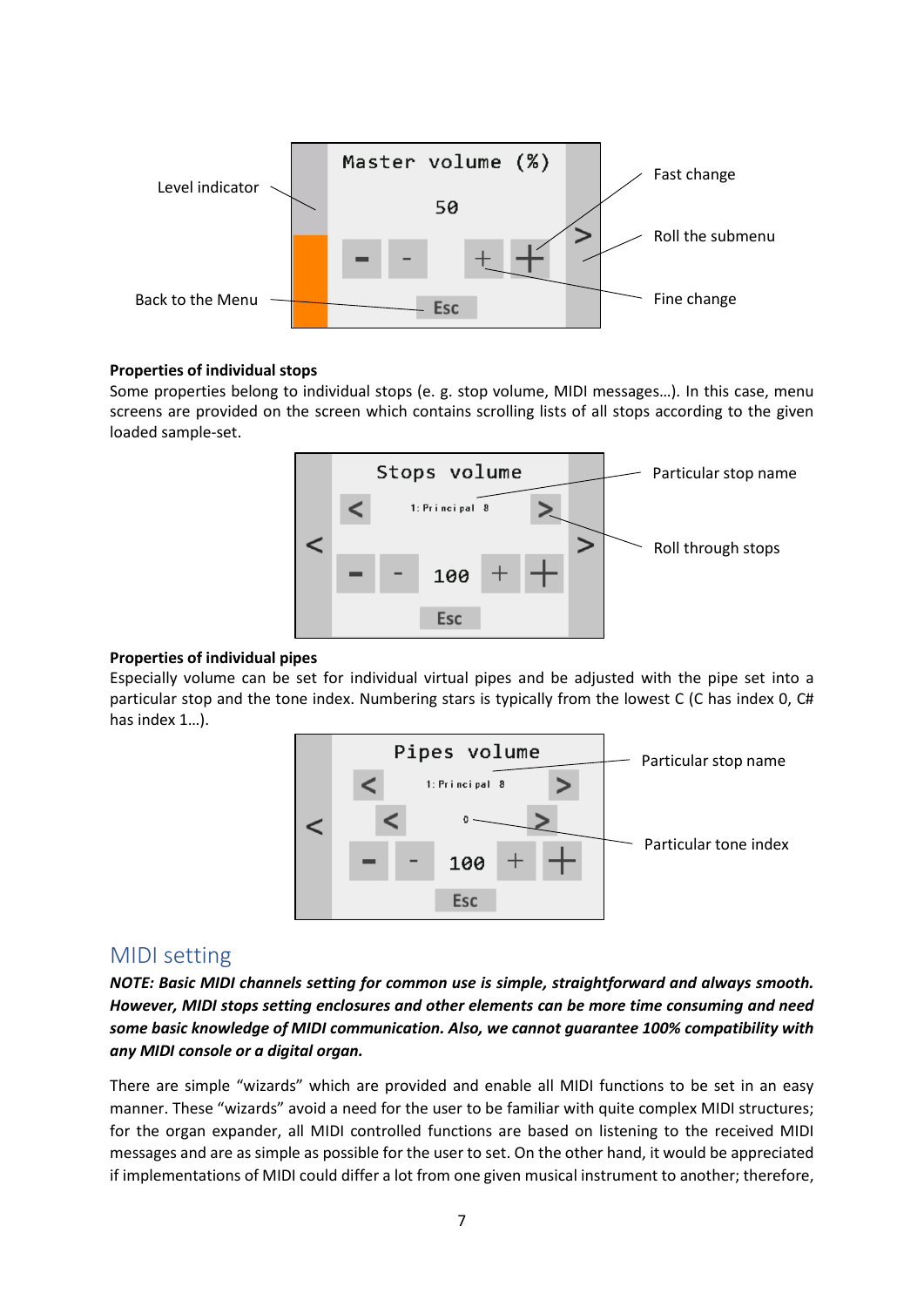Level indicator

Master volume (%)

50

Fast change

Roll the submenu

Fine change

Back to the Menu

Esc

**Properties of individual stops**

Some properties belong to individual stops (e. g. stop volume, MIDI messages…). In this case, menu screens are provided on the screen which contains scrolling lists of all stops according to the given loaded sample-set.

Stops volume

1: Principal 8

100

Esc

Particular stop name

Roll through stops

**Properties of individual pipes**

Especially volume can be set for individual virtual pipes and be adjusted with the pipe set into a particular stop and the tone index. Numbering stars is typically from the lowest C (C has index 0, C# has index 1…).

Pipes volume

1: Principal 8

0

100

Esc

Particular stop name

Particular tone index

## MIDI setting

***NOTE: Basic MIDI channels setting for common use is simple, straightforward and always smooth. However, MIDI stops setting enclosures and other elements can be more time consuming and need some basic knowledge of MIDI communication. Also, we cannot guarantee 100% compatibility with any MIDI console or a digital organ.***

There are simple "wizards" which are provided and enable all MIDI functions to be set in an easy manner. These "wizards" avoid a need for the user to be familiar with quite complex MIDI structures; for the organ expander, all MIDI controlled functions are based on listening to the received MIDI messages and are as simple as possible for the user to set. On the other hand, it would be appreciated if implementations of MIDI could differ a lot from one given musical instrument to another; therefore,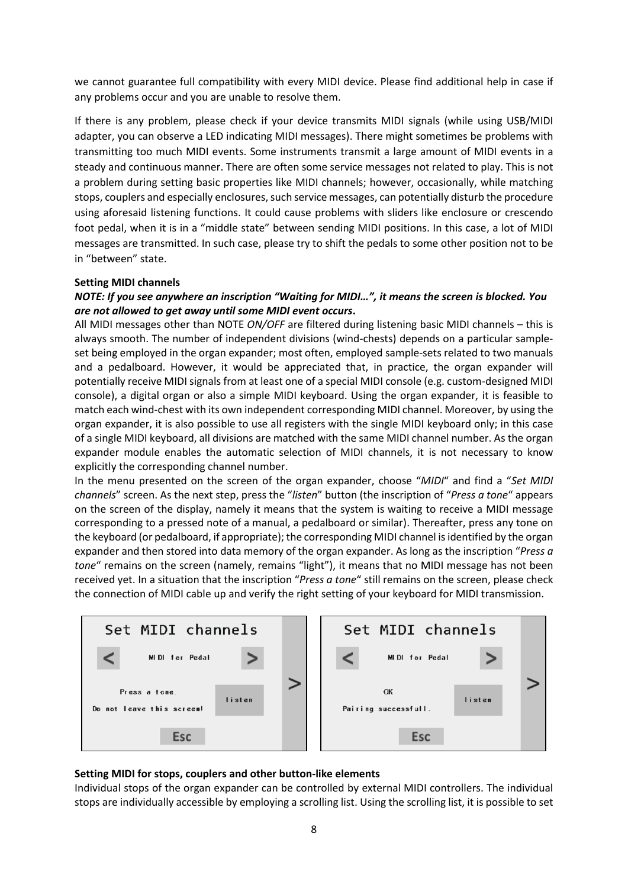we cannot guarantee full compatibility with every MIDI device. Please find additional help in case if any problems occur and you are unable to resolve them.

If there is any problem, please check if your device transmits MIDI signals (while using USB/MIDI adapter, you can observe a LED indicating MIDI messages). There might sometimes be problems with transmitting too much MIDI events. Some instruments transmit a large amount of MIDI events in a steady and continuous manner. There are often some service messages not related to play. This is not a problem during setting basic properties like MIDI channels; however, occasionally, while matching stops, couplers and especially enclosures, such service messages, can potentially disturb the procedure using aforesaid listening functions. It could cause problems with sliders like enclosure or crescendo foot pedal, when it is in a "middle state" between sending MIDI positions. In this case, a lot of MIDI messages are transmitted. In such case, please try to shift the pedals to some other position not to be in "between" state.

**Setting MIDI channels**

***NOTE: If you see anywhere an inscription "Waiting for MIDI…", it means the screen is blocked. You are not allowed to get away until some MIDI event occurs.***

All MIDI messages other than NOTE *ON/OFF* are filtered during listening basic MIDI channels – this is always smooth. The number of independent divisions (wind-chests) depends on a particular sample-set being employed in the organ expander; most often, employed sample-sets related to two manuals and a pedalboard. However, it would be appreciated that, in practice, the organ expander will potentially receive MIDI signals from at least one of a special MIDI console (e.g. custom-designed MIDI console), a digital organ or also a simple MIDI keyboard. Using the organ expander, it is feasible to match each wind-chest with its own independent corresponding MIDI channel. Moreover, by using the organ expander, it is also possible to use all registers with the single MIDI keyboard only; in this case of a single MIDI keyboard, all divisions are matched with the same MIDI channel number. As the organ expander module enables the automatic selection of MIDI channels, it is not necessary to know explicitly the corresponding channel number.

In the menu presented on the screen of the organ expander, choose "*MIDI*" and find a "*Set MIDI channels*" screen. As the next step, press the "*listen*" button (the inscription of "*Press a tone*" appears on the screen of the display, namely it means that the system is waiting to receive a MIDI message corresponding to a pressed note of a manual, a pedalboard or similar). Thereafter, press any tone on the keyboard (or pedalboard, if appropriate); the corresponding MIDI channel is identified by the organ expander and then stored into data memory of the organ expander. As long as the inscription "*Press a tone*" remains on the screen (namely, remains "light"), it means that no MIDI message has not been received yet. In a situation that the inscription "*Press a tone*" still remains on the screen, please check the connection of MIDI cable up and verify the right setting of your keyboard for MIDI transmission.

Set MIDI channels — MIDI for Pedal — Press a tone. Do not leave this screen! — listen — Esc

Set MIDI channels — MIDI for Pedal — OK Pairing successfull. — listen — Esc

**Setting MIDI for stops, couplers and other button-like elements**

Individual stops of the organ expander can be controlled by external MIDI controllers. The individual stops are individually accessible by employing a scrolling list. Using the scrolling list, it is possible to set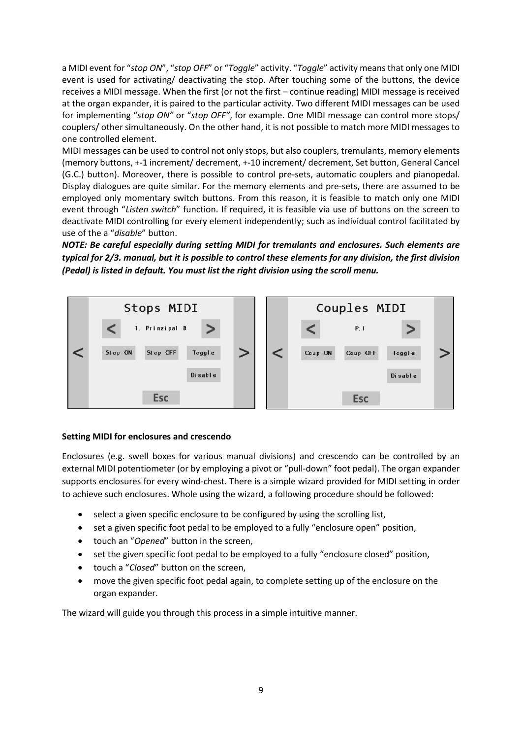a MIDI event for "*stop ON*", "*stop OFF*" or "*Toggle*" activity. "*Toggle*" activity means that only one MIDI event is used for activating/ deactivating the stop. After touching some of the buttons, the device receives a MIDI message. When the first (or not the first – continue reading) MIDI message is received at the organ expander, it is paired to the particular activity. Two different MIDI messages can be used for implementing "*stop ON"* or "*stop OFF"*, for example. One MIDI message can control more stops/ couplers/ other simultaneously. On the other hand, it is not possible to match more MIDI messages to one controlled element.

MIDI messages can be used to control not only stops, but also couplers, tremulants, memory elements (memory buttons, +-1 increment/ decrement, +-10 increment/ decrement, Set button, General Cancel (G.C.) button). Moreover, there is possible to control pre-sets, automatic couplers and pianopedal. Display dialogues are quite similar. For the memory elements and pre-sets, there are assumed to be employed only momentary switch buttons. From this reason, it is feasible to match only one MIDI event through "*Listen switch*" function. If required, it is feasible via use of buttons on the screen to deactivate MIDI controlling for every element independently; such as individual control facilitated by use of the a "*disable*" button.

***NOTE: Be careful especially during setting MIDI for tremulants and enclosures. Such elements are typical for 2/3. manual, but it is possible to control these elements for any division, the first division (Pedal) is listed in default. You must list the right division using the scroll menu.***

**Setting MIDI for enclosures and crescendo**

Enclosures (e.g. swell boxes for various manual divisions) and crescendo can be controlled by an external MIDI potentiometer (or by employing a pivot or "pull-down" foot pedal). The organ expander supports enclosures for every wind-chest. There is a simple wizard provided for MIDI setting in order to achieve such enclosures. Whole using the wizard, a following procedure should be followed:

- select a given specific enclosure to be configured by using the scrolling list,
- set a given specific foot pedal to be employed to a fully "enclosure open" position,
- touch an "*Opened*" button in the screen,
- set the given specific foot pedal to be employed to a fully "enclosure closed" position,
- touch a "*Closed*" button on the screen,
- move the given specific foot pedal again, to complete setting up of the enclosure on the organ expander.

The wizard will guide you through this process in a simple intuitive manner.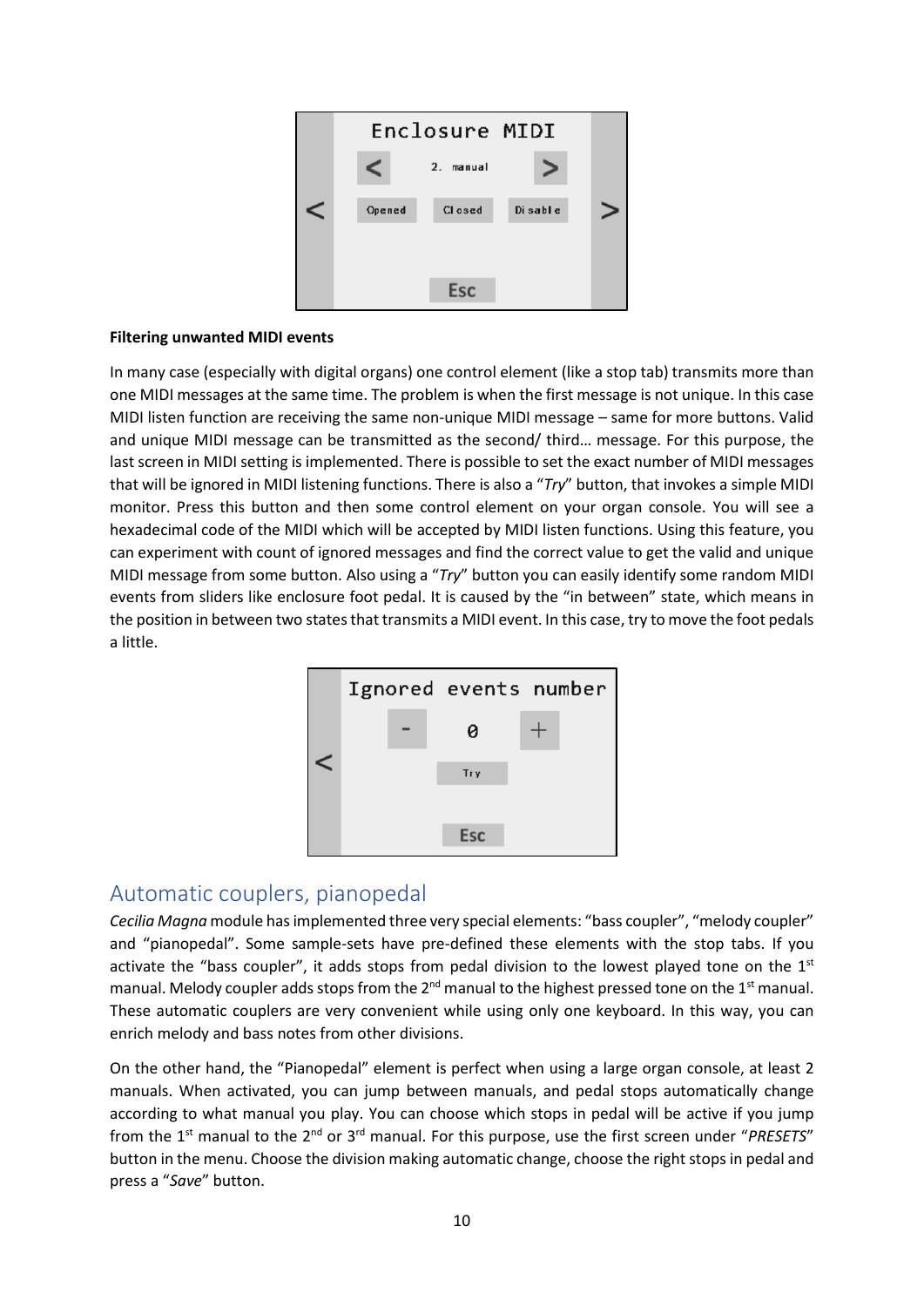**Filtering unwanted MIDI events**

In many case (especially with digital organs) one control element (like a stop tab) transmits more than one MIDI messages at the same time. The problem is when the first message is not unique. In this case MIDI listen function are receiving the same non-unique MIDI message – same for more buttons. Valid and unique MIDI message can be transmitted as the second/ third… message. For this purpose, the last screen in MIDI setting is implemented. There is possible to set the exact number of MIDI messages that will be ignored in MIDI listening functions. There is also a "*Try*" button, that invokes a simple MIDI monitor. Press this button and then some control element on your organ console. You will see a hexadecimal code of the MIDI which will be accepted by MIDI listen functions. Using this feature, you can experiment with count of ignored messages and find the correct value to get the valid and unique MIDI message from some button. Also using a "*Try*" button you can easily identify some random MIDI events from sliders like enclosure foot pedal. It is caused by the "in between" state, which means in the position in between two states that transmits a MIDI event. In this case, try to move the foot pedals a little.

## Automatic couplers, pianopedal

*Cecilia Magna* module has implemented three very special elements: "bass coupler", "melody coupler" and "pianopedal". Some sample-sets have pre-defined these elements with the stop tabs. If you activate the "bass coupler", it adds stops from pedal division to the lowest played tone on the 1st manual. Melody coupler adds stops from the 2nd manual to the highest pressed tone on the 1st manual. These automatic couplers are very convenient while using only one keyboard. In this way, you can enrich melody and bass notes from other divisions.

On the other hand, the "Pianopedal" element is perfect when using a large organ console, at least 2 manuals. When activated, you can jump between manuals, and pedal stops automatically change according to what manual you play. You can choose which stops in pedal will be active if you jump from the 1st manual to the 2nd or 3rd manual. For this purpose, use the first screen under "*PRESETS*" button in the menu. Choose the division making automatic change, choose the right stops in pedal and press a "*Save*" button.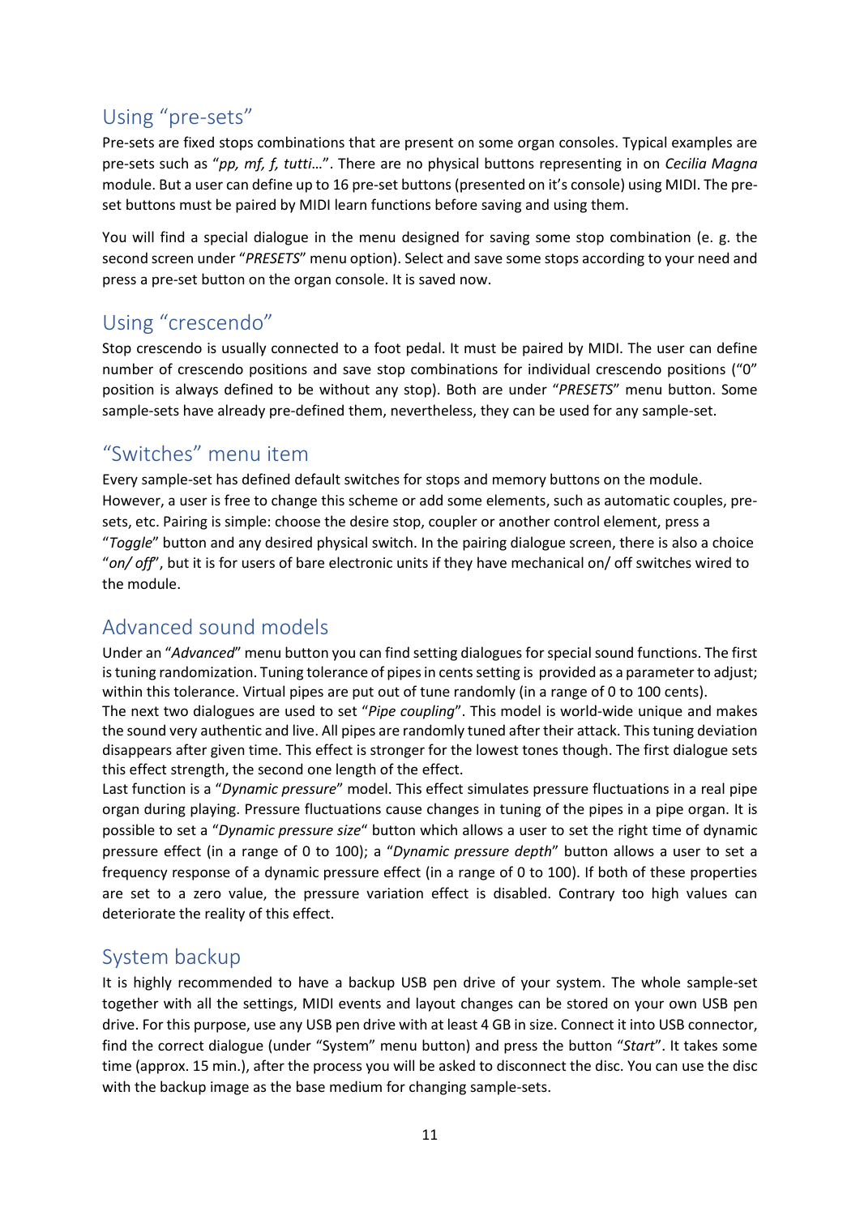## Using “pre-sets”

Pre-sets are fixed stops combinations that are present on some organ consoles. Typical examples are pre-sets such as “*pp, mf, f, tutti…*”. There are no physical buttons representing in on *Cecilia Magna* module. But a user can define up to 16 pre-set buttons (presented on it’s console) using MIDI. The pre-set buttons must be paired by MIDI learn functions before saving and using them.

You will find a special dialogue in the menu designed for saving some stop combination (e. g. the second screen under “*PRESETS*” menu option). Select and save some stops according to your need and press a pre-set button on the organ console. It is saved now.

## Using “crescendo”

Stop crescendo is usually connected to a foot pedal. It must be paired by MIDI. The user can define number of crescendo positions and save stop combinations for individual crescendo positions (“0” position is always defined to be without any stop). Both are under “*PRESETS*” menu button. Some sample-sets have already pre-defined them, nevertheless, they can be used for any sample-set.

## “Switches” menu item

Every sample-set has defined default switches for stops and memory buttons on the module. However, a user is free to change this scheme or add some elements, such as automatic couples, pre-sets, etc. Pairing is simple: choose the desire stop, coupler or another control element, press a “*Toggle*” button and any desired physical switch. In the pairing dialogue screen, there is also a choice “*on/ off*”, but it is for users of bare electronic units if they have mechanical on/ off switches wired to the module.

## Advanced sound models

Under an “*Advanced*” menu button you can find setting dialogues for special sound functions. The first is tuning randomization. Tuning tolerance of pipes in cents setting is provided as a parameter to adjust; within this tolerance. Virtual pipes are put out of tune randomly (in a range of 0 to 100 cents).
The next two dialogues are used to set “*Pipe coupling*”. This model is world-wide unique and makes the sound very authentic and live. All pipes are randomly tuned after their attack. This tuning deviation disappears after given time. This effect is stronger for the lowest tones though. The first dialogue sets this effect strength, the second one length of the effect.
Last function is a “*Dynamic pressure*” model. This effect simulates pressure fluctuations in a real pipe organ during playing. Pressure fluctuations cause changes in tuning of the pipes in a pipe organ. It is possible to set a “*Dynamic pressure size*“ button which allows a user to set the right time of dynamic pressure effect (in a range of 0 to 100); a “*Dynamic pressure depth*” button allows a user to set a frequency response of a dynamic pressure effect (in a range of 0 to 100). If both of these properties are set to a zero value, the pressure variation effect is disabled. Contrary too high values can deteriorate the reality of this effect.

## System backup

It is highly recommended to have a backup USB pen drive of your system. The whole sample-set together with all the settings, MIDI events and layout changes can be stored on your own USB pen drive. For this purpose, use any USB pen drive with at least 4 GB in size. Connect it into USB connector, find the correct dialogue (under “System” menu button) and press the button “*Start*”. It takes some time (approx. 15 min.), after the process you will be asked to disconnect the disc. You can use the disc with the backup image as the base medium for changing sample-sets.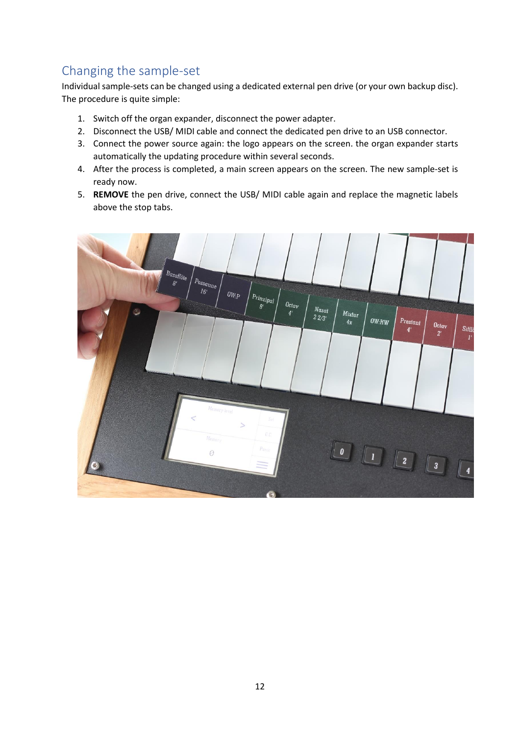## Changing the sample-set

Individual sample-sets can be changed using a dedicated external pen drive (or your own backup disc). The procedure is quite simple:

1. Switch off the organ expander, disconnect the power adapter.
2. Disconnect the USB/ MIDI cable and connect the dedicated pen drive to an USB connector.
3. Connect the power source again: the logo appears on the screen. the organ expander starts automatically the updating procedure within several seconds.
4. After the process is completed, a main screen appears on the screen. The new sample-set is ready now.
5. **REMOVE** the pen drive, connect the USB/ MIDI cable again and replace the magnetic labels above the stop tabs.